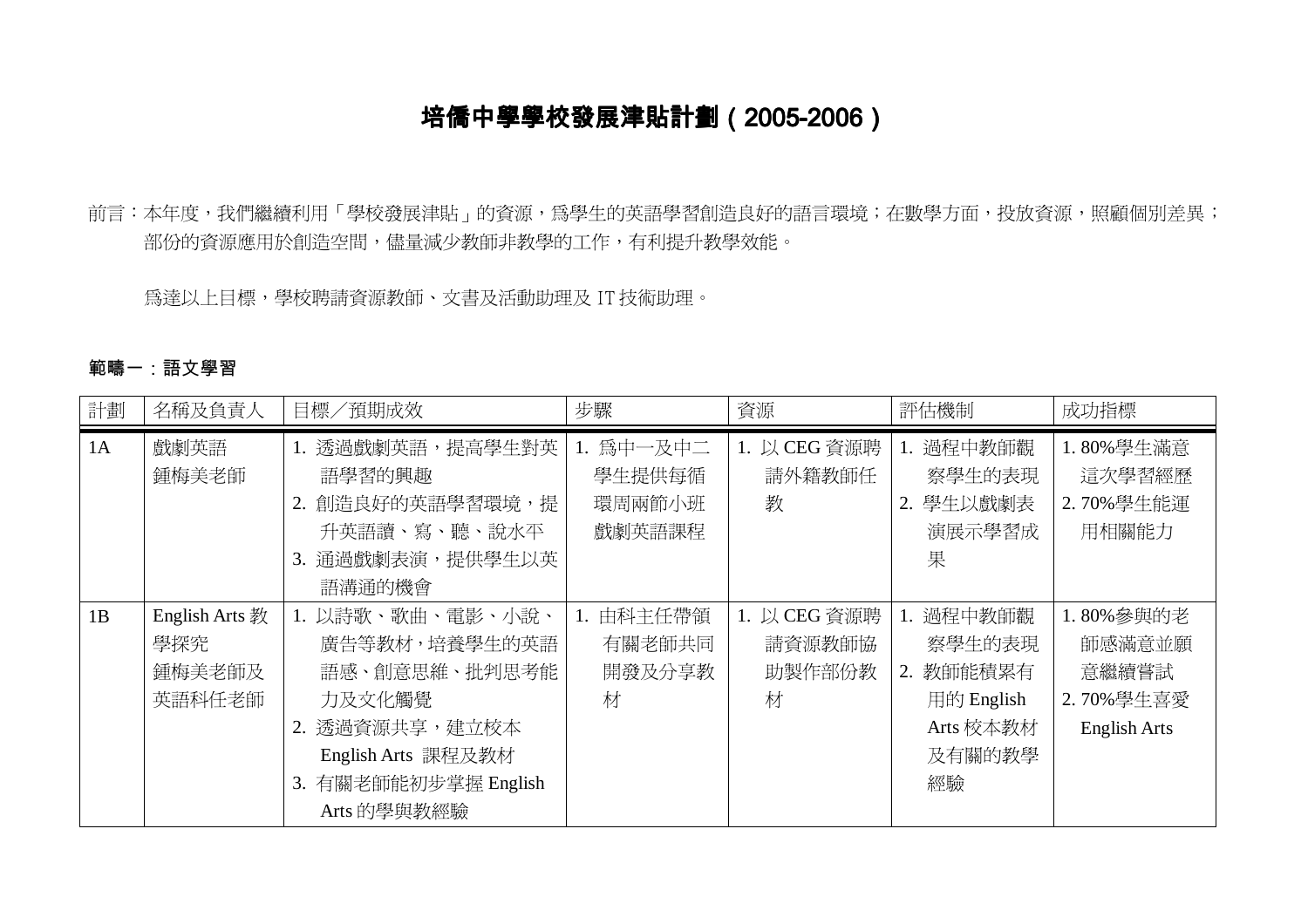# 培僑中學學校發展津貼計劃（2005-2006）

前言：本年度，我們繼續利用「學校發展津貼」的資源，為學生的英語學習創造良好的語言環境；在數學方面，投放資源，照顧個別差異；部份的資源應用於創造空間，儘量減少教師非教學的工作，有利提升教學效能。

為達以上目標，學校聘請資源教師、文書及活動助理及 IT 技術助理。

**範疇一：語文學習**

| 計劃 | 名稱及負責人 | 目標／預期成效 | 步驟 | 資源 | 評估機制 | 成功指標 |
|---|---|---|---|---|---|---|
| 1A | 戲劇英語<br>鍾梅美老師 | 1. 透過戲劇英語，提高學生對英語學習的興趣<br>2. 創造良好的英語學習環境，提升英語讀、寫、聽、說水平<br>3. 通過戲劇表演，提供學生以英語溝通的機會 | 1. 為中一及中二學生提供每循環周兩節小班戲劇英語課程 | 1. 以 CEG 資源聘請外籍教師任教 | 1. 過程中教師觀察學生的表現<br>2. 學生以戲劇表演展示學習成果 | 1. 80%學生滿意這次學習經歷<br>2. 70%學生能運用相關能力 |
| 1B | English Arts 教學探究<br>鍾梅美老師及英語科任老師 | 1. 以詩歌、歌曲、電影、小說、廣告等教材，培養學生的英語語感、創意思維、批判思考能力及文化觸覺<br>2. 透過資源共享，建立校本 English Arts 課程及教材<br>3. 有關老師能初步掌握 English Arts 的學與教經驗 | 1. 由科主任帶領有關老師共同開發及分享教材 | 1. 以 CEG 資源聘請資源教師協助製作部份教材 | 1. 過程中教師觀察學生的表現<br>2. 教師能積累有用的 English Arts 校本教材及有關的教學經驗 | 1. 80%參與的老師感滿意並願意繼續嘗試<br>2. 70%學生喜愛 English Arts |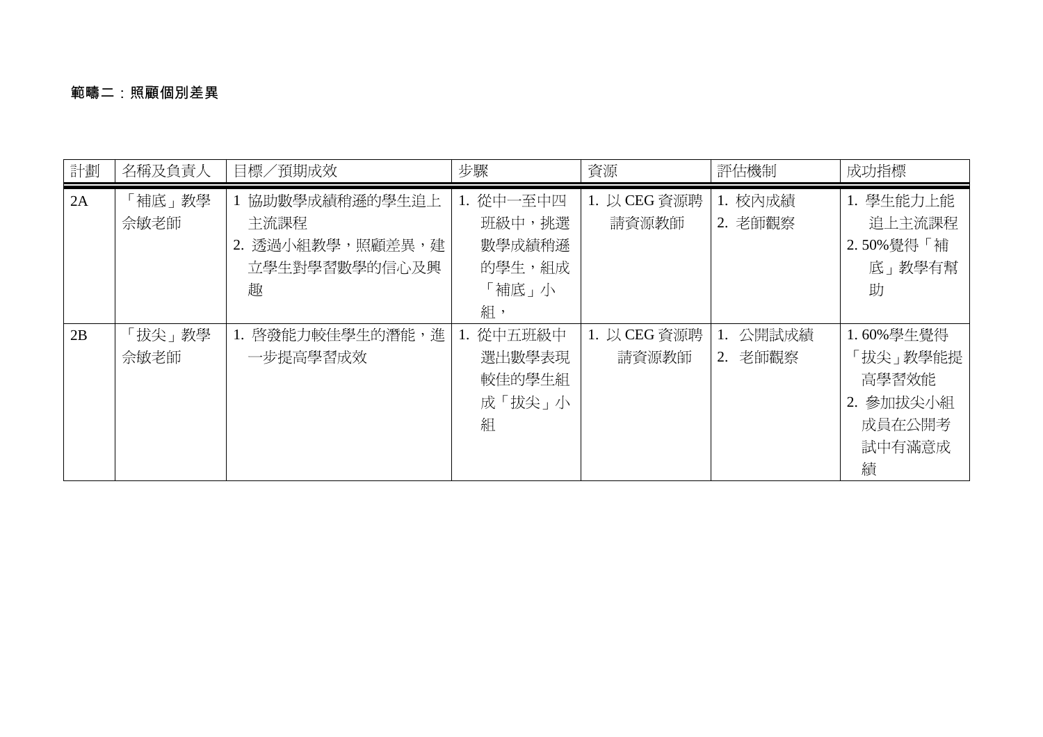**範疇二：照顧個別差異**

| 計劃 | 名稱及負責人 | 目標／預期成效 | 步驟 | 資源 | 評估機制 | 成功指標 |
|---|---|---|---|---|---|---|
| 2A | 「補底」教學<br>余敏老師 | 1 協助數學成績稍遜的學生追上主流課程<br>2. 透過小組教學，照顧差異，建立學生對學習數學的信心及興趣 | 1. 從中一至中四班級中，挑選數學成績稍遜的學生，組成「補底」小組， | 1. 以 CEG 資源聘請資源教師 | 1. 校內成績<br>2. 老師觀察 | 1. 學生能力上能追上主流課程<br>2. 50%覺得「補底」教學有幫助 |
| 2B | 「拔尖」教學<br>余敏老師 | 1. 啓發能力較佳學生的潛能，進一步提高學習成效 | 1. 從中五班級中選出數學表現較佳的學生組成「拔尖」小組 | 1. 以 CEG 資源聘請資源教師 | 1. 公開試成績<br>2. 老師觀察 | 1. 60%學生覺得「拔尖」教學能提高學習效能<br>2. 參加拔尖小組成員在公開考試中有滿意成績 |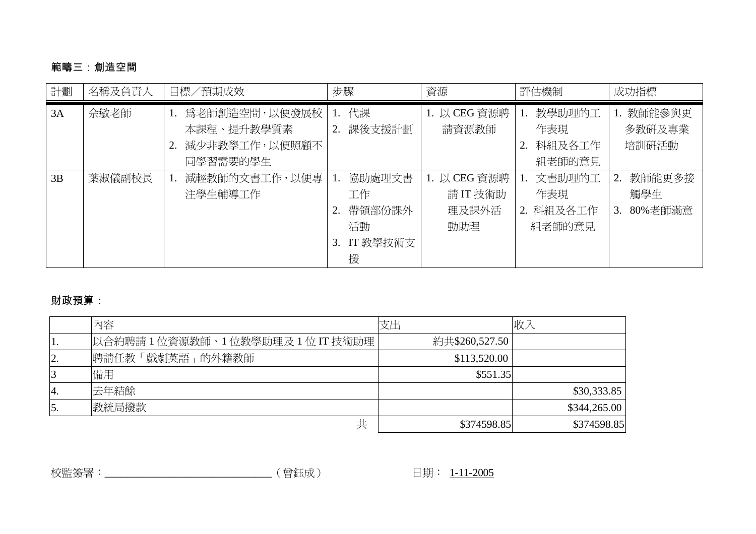**範疇三：創造空間**

| 計劃 | 名稱及負責人 | 目標／預期成效 | 步驟 | 資源 | 評估機制 | 成功指標 |
|---|---|---|---|---|---|---|
| 3A | 佘敏老師 | 1. 爲老師創造空間，以便發展校本課程、提升教學質素<br>2. 減少非教學工作，以便照顧不同學習需要的學生 | 1. 代課<br>2. 課後支援計劃 | 1. 以 CEG 資源聘請資源教師 | 1. 教學助理的工作表現<br>2. 科組及各工作組老師的意見 | 1. 教師能參與更多教研及專業培訓研活動 |
| 3B | 葉淑儀副校長 | 1. 減輕教師的文書工作，以便專注學生輔導工作 | 1. 協助處理文書工作<br>2. 帶領部份課外活動<br>3. IT 教學技術支援 | 1. 以 CEG 資源聘請 IT 技術助理及課外活動助理 | 1. 文書助理的工作表現<br>2. 科組及各工作組老師的意見 | 2. 教師能更多接觸學生<br>3. 80%老師滿意 |

**財政預算**：

| | 內容 | 支出 | 收入 |
|---|---|---|---|
| 1. | 以合約聘請 1 位資源教師、1 位教學助理及 1 位 IT 技術助理 | 約共$260,527.50 | |
| 2. | 聘請任教「戲劇英語」的外籍教師 | $113,520.00 | |
| 3 | 備用 | $551.35 | |
| 4. | 去年結餘 | | $30,333.85 |
| 5. | 教統局撥款 | | $344,265.00 |
| | 共 | $374598.85 | $374598.85 |

校監簽署：______________________________（曾鈺成）　　　　　　　日期： 1-11-2005